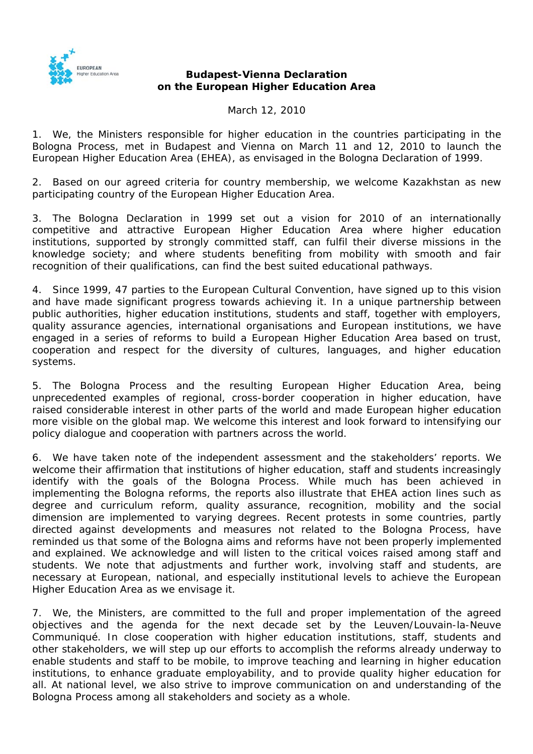**Budapest-Vienna Declaration**
**on the European Higher Education Area**

March 12, 2010

1. We, the Ministers responsible for higher education in the countries participating in the Bologna Process, met in Budapest and Vienna on March 11 and 12, 2010 to launch the European Higher Education Area (EHEA), as envisaged in the Bologna Declaration of 1999.

2. Based on our agreed criteria for country membership, we welcome Kazakhstan as new participating country of the European Higher Education Area.

3. The Bologna Declaration in 1999 set out a vision for 2010 of an internationally competitive and attractive European Higher Education Area where higher education institutions, supported by strongly committed staff, can fulfil their diverse missions in the knowledge society; and where students benefiting from mobility with smooth and fair recognition of their qualifications, can find the best suited educational pathways.

4. Since 1999, 47 parties to the European Cultural Convention, have signed up to this vision and have made significant progress towards achieving it. In a unique partnership between public authorities, higher education institutions, students and staff, together with employers, quality assurance agencies, international organisations and European institutions, we have engaged in a series of reforms to build a European Higher Education Area based on trust, cooperation and respect for the diversity of cultures, languages, and higher education systems.

5. The Bologna Process and the resulting European Higher Education Area, being unprecedented examples of regional, cross-border cooperation in higher education, have raised considerable interest in other parts of the world and made European higher education more visible on the global map. We welcome this interest and look forward to intensifying our policy dialogue and cooperation with partners across the world.

6. We have taken note of the independent assessment and the stakeholders' reports. We welcome their affirmation that institutions of higher education, staff and students increasingly identify with the goals of the Bologna Process. While much has been achieved in implementing the Bologna reforms, the reports also illustrate that EHEA action lines such as degree and curriculum reform, quality assurance, recognition, mobility and the social dimension are implemented to varying degrees. Recent protests in some countries, partly directed against developments and measures not related to the Bologna Process, have reminded us that some of the Bologna aims and reforms have not been properly implemented and explained. We acknowledge and will listen to the critical voices raised among staff and students. We note that adjustments and further work, involving staff and students, are necessary at European, national, and especially institutional levels to achieve the European Higher Education Area as we envisage it.

7. We, the Ministers, are committed to the full and proper implementation of the agreed objectives and the agenda for the next decade set by the Leuven/Louvain-la-Neuve Communiqué. In close cooperation with higher education institutions, staff, students and other stakeholders, we will step up our efforts to accomplish the reforms already underway to enable students and staff to be mobile, to improve teaching and learning in higher education institutions, to enhance graduate employability, and to provide quality higher education for all. At national level, we also strive to improve communication on and understanding of the Bologna Process among all stakeholders and society as a whole.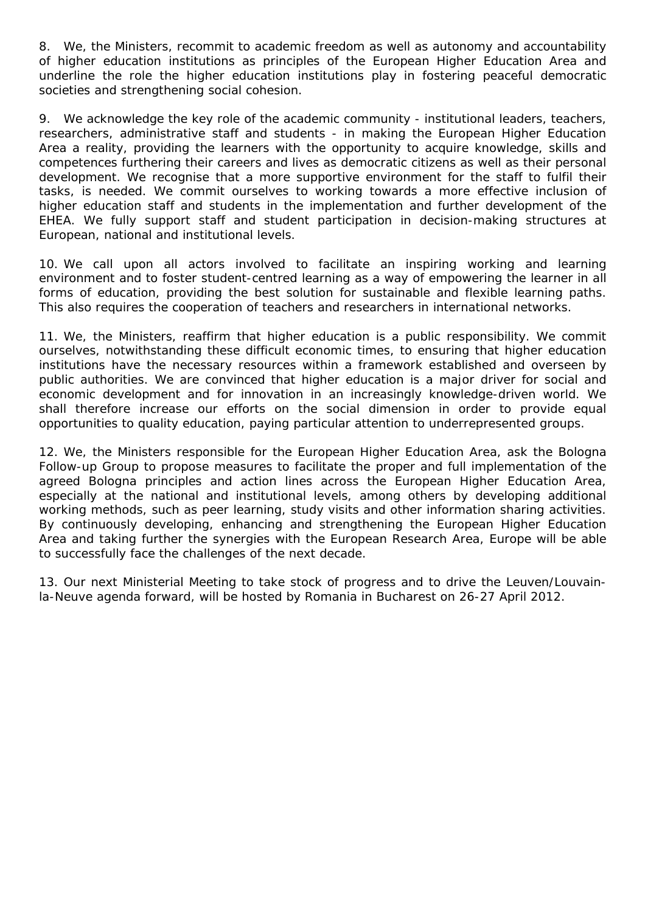8. We, the Ministers, recommit to academic freedom as well as autonomy and accountability of higher education institutions as principles of the European Higher Education Area and underline the role the higher education institutions play in fostering peaceful democratic societies and strengthening social cohesion.

9. We acknowledge the key role of the academic community - institutional leaders, teachers, researchers, administrative staff and students - in making the European Higher Education Area a reality, providing the learners with the opportunity to acquire knowledge, skills and competences furthering their careers and lives as democratic citizens as well as their personal development. We recognise that a more supportive environment for the staff to fulfil their tasks, is needed. We commit ourselves to working towards a more effective inclusion of higher education staff and students in the implementation and further development of the EHEA. We fully support staff and student participation in decision-making structures at European, national and institutional levels.

10. We call upon all actors involved to facilitate an inspiring working and learning environment and to foster student-centred learning as a way of empowering the learner in all forms of education, providing the best solution for sustainable and flexible learning paths. This also requires the cooperation of teachers and researchers in international networks.

11. We, the Ministers, reaffirm that higher education is a public responsibility. We commit ourselves, notwithstanding these difficult economic times, to ensuring that higher education institutions have the necessary resources within a framework established and overseen by public authorities. We are convinced that higher education is a major driver for social and economic development and for innovation in an increasingly knowledge-driven world. We shall therefore increase our efforts on the social dimension in order to provide equal opportunities to quality education, paying particular attention to underrepresented groups.

12. We, the Ministers responsible for the European Higher Education Area, ask the Bologna Follow-up Group to propose measures to facilitate the proper and full implementation of the agreed Bologna principles and action lines across the European Higher Education Area, especially at the national and institutional levels, among others by developing additional working methods, such as peer learning, study visits and other information sharing activities. By continuously developing, enhancing and strengthening the European Higher Education Area and taking further the synergies with the European Research Area, Europe will be able to successfully face the challenges of the next decade.

13. Our next Ministerial Meeting to take stock of progress and to drive the Leuven/Louvain-la-Neuve agenda forward, will be hosted by Romania in Bucharest on 26-27 April 2012.